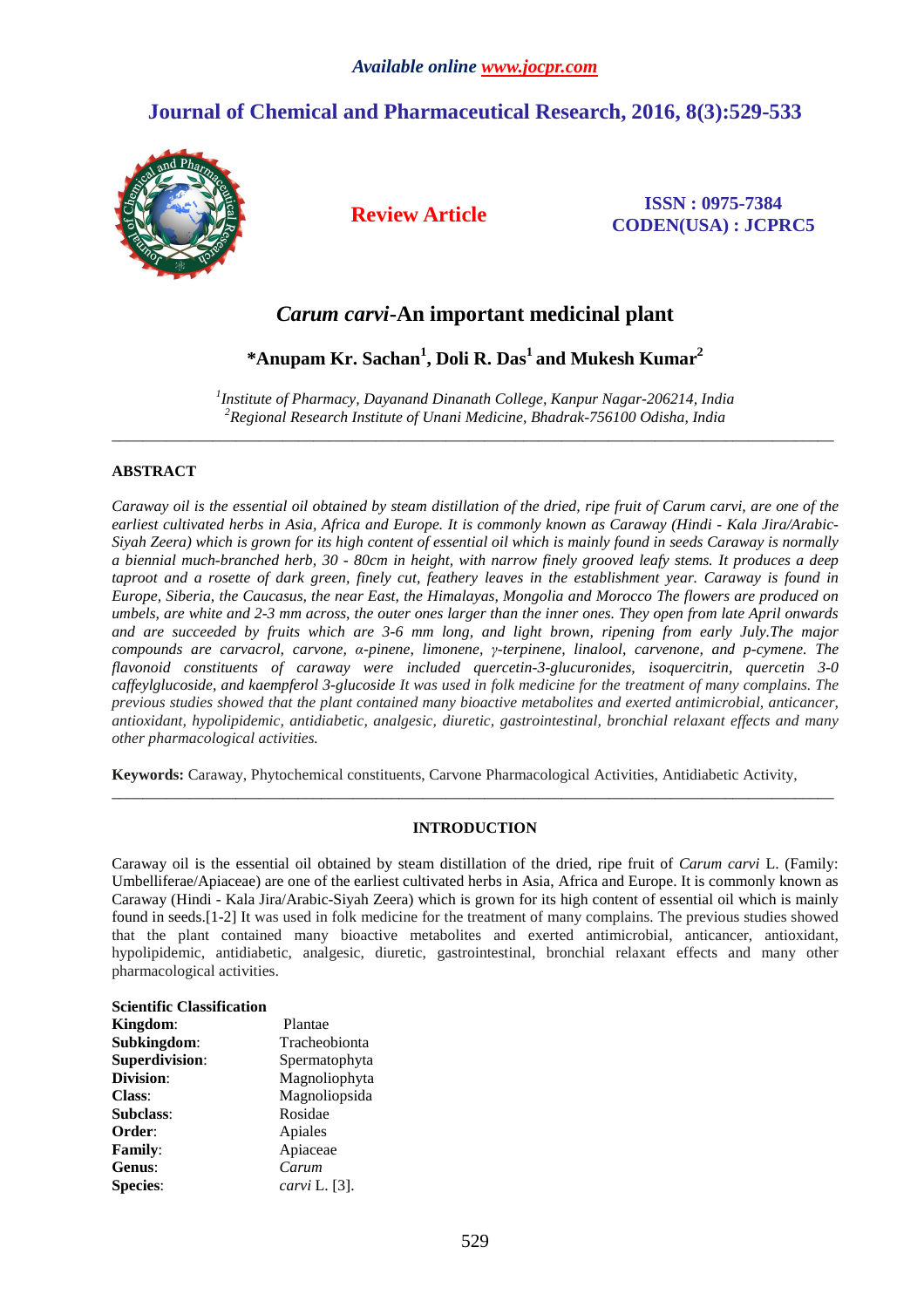*Available online www.jocpr.com*

# Journal of Chemical and Pharmaceutical Research, 2016, 8(3):529-533

**Review Article**

**ISSN : 0975-7384**
**CODEN(USA) : JCPRC5**

# *Carum carvi*-An important medicinal plant

**\*Anupam Kr. Sachan[1], Doli R. Das[1] and Mukesh Kumar[2]**

*[1]Institute of Pharmacy, Dayanand Dinanath College, Kanpur Nagar-206214, India*
*[2]Regional Research Institute of Unani Medicine, Bhadrak-756100 Odisha, India*

---

## ABSTRACT

*Caraway oil is the essential oil obtained by steam distillation of the dried, ripe fruit of Carum carvi, are one of the earliest cultivated herbs in Asia, Africa and Europe. It is commonly known as Caraway (Hindi - Kala Jira/Arabic-Siyah Zeera) which is grown for its high content of essential oil which is mainly found in seeds Caraway is normally a biennial much-branched herb, 30 - 80cm in height, with narrow finely grooved leafy stems. It produces a deep taproot and a rosette of dark green, finely cut, feathery leaves in the establishment year. Caraway is found in Europe, Siberia, the Caucasus, the near East, the Himalayas, Mongolia and Morocco The flowers are produced on umbels, are white and 2-3 mm across, the outer ones larger than the inner ones. They open from late April onwards and are succeeded by fruits which are 3-6 mm long, and light brown, ripening from early July.The major compounds are carvacrol, carvone, α-pinene, limonene, γ-terpinene, linalool, carvenone, and p-cymene. The flavonoid constituents of caraway were included quercetin-3-glucuronides, isoquercitrin, quercetin 3-0 caffeylglucoside, and kaempferol 3-glucoside It was used in folk medicine for the treatment of many complains. The previous studies showed that the plant contained many bioactive metabolites and exerted antimicrobial, anticancer, antioxidant, hypolipidemic, antidiabetic, analgesic, diuretic, gastrointestinal, bronchial relaxant effects and many other pharmacological activities.*

**Keywords:** Caraway, Phytochemical constituents, Carvone Pharmacological Activities, Antidiabetic Activity,

---

## INTRODUCTION

Caraway oil is the essential oil obtained by steam distillation of the dried, ripe fruit of *Carum carvi* L. (Family: Umbelliferae/Apiaceae) are one of the earliest cultivated herbs in Asia, Africa and Europe. It is commonly known as Caraway (Hindi - Kala Jira/Arabic-Siyah Zeera) which is grown for its high content of essential oil which is mainly found in seeds.[1-2] It was used in folk medicine for the treatment of many complains. The previous studies showed that the plant contained many bioactive metabolites and exerted antimicrobial, anticancer, antioxidant, hypolipidemic, antidiabetic, analgesic, diuretic, gastrointestinal, bronchial relaxant effects and many other pharmacological activities.

**Scientific Classification**

| | |
|---|---|
| **Kingdom**: | Plantae |
| **Subkingdom**: | Tracheobionta |
| **Superdivision**: | Spermatophyta |
| **Division**: | Magnoliophyta |
| **Class**: | Magnoliopsida |
| **Subclass**: | Rosidae |
| **Order**: | Apiales |
| **Family**: | Apiaceae |
| **Genus**: | *Carum* |
| **Species**: | *carvi* L. [3]. |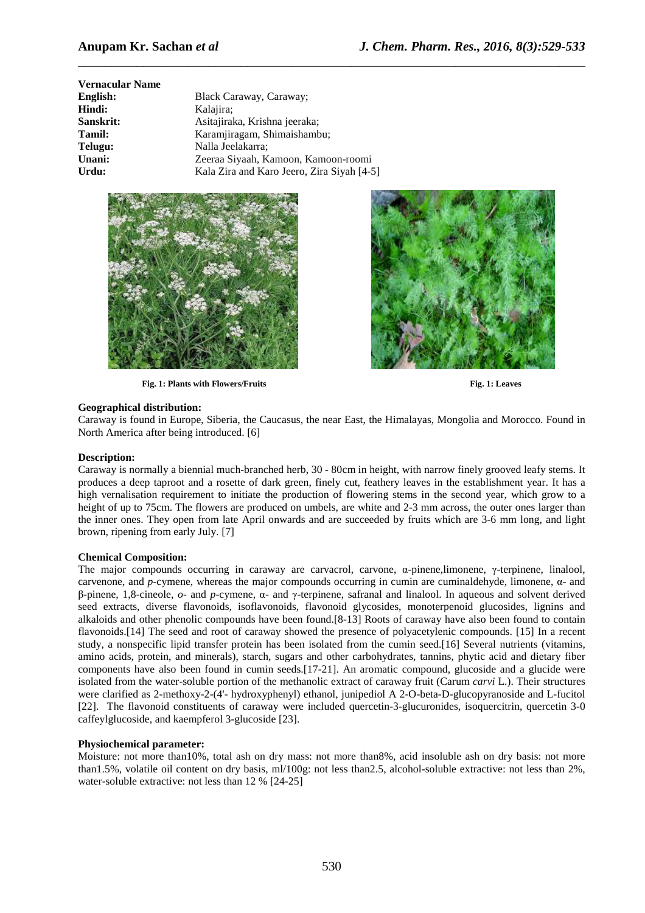**Vernacular Name**

| | |
|---|---|
| **English:** | Black Caraway, Caraway; |
| **Hindi:** | Kalajira; |
| **Sanskrit:** | Asitajiraka, Krishna jeeraka; |
| **Tamil:** | Karamjiragam, Shimaishambu; |
| **Telugu:** | Nalla Jeelakarra; |
| **Unani:** | Zeeraa Siyaah, Kamoon, Kamoon-roomi |
| **Urdu:** | Kala Zira and Karo Jeero, Zira Siyah [4-5] |

**Fig. 1: Plants with Flowers/Fruits**

**Fig. 1: Leaves**

**Geographical distribution:**

Caraway is found in Europe, Siberia, the Caucasus, the near East, the Himalayas, Mongolia and Morocco. Found in North America after being introduced. [6]

**Description:**

Caraway is normally a biennial much-branched herb, 30 - 80cm in height, with narrow finely grooved leafy stems. It produces a deep taproot and a rosette of dark green, finely cut, feathery leaves in the establishment year. It has a high vernalisation requirement to initiate the production of flowering stems in the second year, which grow to a height of up to 75cm. The flowers are produced on umbels, are white and 2-3 mm across, the outer ones larger than the inner ones. They open from late April onwards and are succeeded by fruits which are 3-6 mm long, and light brown, ripening from early July. [7]

**Chemical Composition:**

The major compounds occurring in caraway are carvacrol, carvone, α-pinene,limonene, γ-terpinene, linalool, carvenone, and *p*-cymene, whereas the major compounds occurring in cumin are cuminaldehyde, limonene, α- and β-pinene, 1,8-cineole, *o*- and *p*-cymene, α- and γ-terpinene, safranal and linalool. In aqueous and solvent derived seed extracts, diverse flavonoids, isoflavonoids, flavonoid glycosides, monoterpenoid glucosides, lignins and alkaloids and other phenolic compounds have been found.[8-13] Roots of caraway have also been found to contain flavonoids.[14] The seed and root of caraway showed the presence of polyacetylenic compounds. [15] In a recent study, a nonspecific lipid transfer protein has been isolated from the cumin seed.[16] Several nutrients (vitamins, amino acids, protein, and minerals), starch, sugars and other carbohydrates, tannins, phytic acid and dietary fiber components have also been found in cumin seeds.[17-21]. An aromatic compound, glucoside and a glucide were isolated from the water-soluble portion of the methanolic extract of caraway fruit (Carum *carvi* L.). Their structures were clarified as 2-methoxy-2-(4'- hydroxyphenyl) ethanol, junipediol A 2-O-beta-D-glucopyranoside and L-fucitol [22]. The flavonoid constituents of caraway were included quercetin-3-glucuronides, isoquercitrin, quercetin 3-0 caffeylglucoside, and kaempferol 3-glucoside [23].

**Physiochemical parameter:**

Moisture: not more than10%, total ash on dry mass: not more than8%, acid insoluble ash on dry basis: not more than1.5%, volatile oil content on dry basis, ml/100g: not less than2.5, alcohol-soluble extractive: not less than 2%, water-soluble extractive: not less than 12 % [24-25]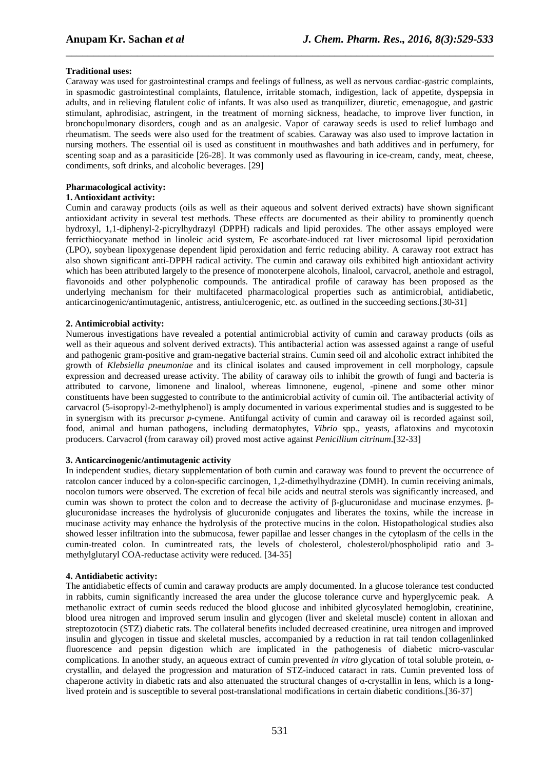**Traditional uses:**

Caraway was used for gastrointestinal cramps and feelings of fullness, as well as nervous cardiac-gastric complaints, in spasmodic gastrointestinal complaints, flatulence, irritable stomach, indigestion, lack of appetite, dyspepsia in adults, and in relieving flatulent colic of infants. It was also used as tranquilizer, diuretic, emenagogue, and gastric stimulant, aphrodisiac, astringent, in the treatment of morning sickness, headache, to improve liver function, in bronchopulmonary disorders, cough and as an analgesic. Vapor of caraway seeds is used to relief lumbago and rheumatism. The seeds were also used for the treatment of scabies. Caraway was also used to improve lactation in nursing mothers. The essential oil is used as constituent in mouthwashes and bath additives and in perfumery, for scenting soap and as a parasiticide [26-28]. It was commonly used as flavouring in ice-cream, candy, meat, cheese, condiments, soft drinks, and alcoholic beverages. [29]

**Pharmacological activity:**

**1. Antioxidant activity:**

Cumin and caraway products (oils as well as their aqueous and solvent derived extracts) have shown significant antioxidant activity in several test methods. These effects are documented as their ability to prominently quench hydroxyl, 1,1-diphenyl-2-picrylhydrazyl (DPPH) radicals and lipid peroxides. The other assays employed were ferricthiocyanate method in linoleic acid system, Fe ascorbate-induced rat liver microsomal lipid peroxidation (LPO), soybean lipoxygenase dependent lipid peroxidation and ferric reducing ability. A caraway root extract has also shown significant anti-DPPH radical activity. The cumin and caraway oils exhibited high antioxidant activity which has been attributed largely to the presence of monoterpene alcohols, linalool, carvacrol, anethole and estragol, flavonoids and other polyphenolic compounds. The antiradical profile of caraway has been proposed as the underlying mechanism for their multifaceted pharmacological properties such as antimicrobial, antidiabetic, anticarcinogenic/antimutagenic, antistress, antiulcerogenic, etc. as outlined in the succeeding sections.[30-31]

**2. Antimicrobial activity:**

Numerous investigations have revealed a potential antimicrobial activity of cumin and caraway products (oils as well as their aqueous and solvent derived extracts). This antibacterial action was assessed against a range of useful and pathogenic gram-positive and gram-negative bacterial strains. Cumin seed oil and alcoholic extract inhibited the growth of *Klebsiella pneumoniae* and its clinical isolates and caused improvement in cell morphology, capsule expression and decreased urease activity. The ability of caraway oils to inhibit the growth of fungi and bacteria is attributed to carvone, limonene and linalool, whereas limnonene, eugenol, -pinene and some other minor constituents have been suggested to contribute to the antimicrobial activity of cumin oil. The antibacterial activity of carvacrol (5-isopropyl-2-methylphenol) is amply documented in various experimental studies and is suggested to be in synergism with its precursor *p*-cymene. Antifungal activity of cumin and caraway oil is recorded against soil, food, animal and human pathogens, including dermatophytes, *Vibrio* spp., yeasts, aflatoxins and mycotoxin producers. Carvacrol (from caraway oil) proved most active against *Penicillium citrinum*.[32-33]

**3. Anticarcinogenic/antimutagenic activity**

In independent studies, dietary supplementation of both cumin and caraway was found to prevent the occurrence of ratcolon cancer induced by a colon-specific carcinogen, 1,2-dimethylhydrazine (DMH). In cumin receiving animals, nocolon tumors were observed. The excretion of fecal bile acids and neutral sterols was significantly increased, and cumin was shown to protect the colon and to decrease the activity of β-glucuronidase and mucinase enzymes. β-glucuronidase increases the hydrolysis of glucuronide conjugates and liberates the toxins, while the increase in mucinase activity may enhance the hydrolysis of the protective mucins in the colon. Histopathological studies also showed lesser infiltration into the submucosa, fewer papillae and lesser changes in the cytoplasm of the cells in the cumin-treated colon. In cumintreated rats, the levels of cholesterol, cholesterol/phospholipid ratio and 3-methylglutaryl COA-reductase activity were reduced. [34-35]

**4. Antidiabetic activity:**

The antidiabetic effects of cumin and caraway products are amply documented. In a glucose tolerance test conducted in rabbits, cumin significantly increased the area under the glucose tolerance curve and hyperglycemic peak. A methanolic extract of cumin seeds reduced the blood glucose and inhibited glycosylated hemoglobin, creatinine, blood urea nitrogen and improved serum insulin and glycogen (liver and skeletal muscle) content in alloxan and streptozotocin (STZ) diabetic rats. The collateral benefits included decreased creatinine, urea nitrogen and improved insulin and glycogen in tissue and skeletal muscles, accompanied by a reduction in rat tail tendon collagenlinked fluorescence and pepsin digestion which are implicated in the pathogenesis of diabetic micro-vascular complications. In another study, an aqueous extract of cumin prevented *in vitro* glycation of total soluble protein, α-crystallin, and delayed the progression and maturation of STZ-induced cataract in rats. Cumin prevented loss of chaperone activity in diabetic rats and also attenuated the structural changes of α-crystallin in lens, which is a long-lived protein and is susceptible to several post-translational modifications in certain diabetic conditions.[36-37]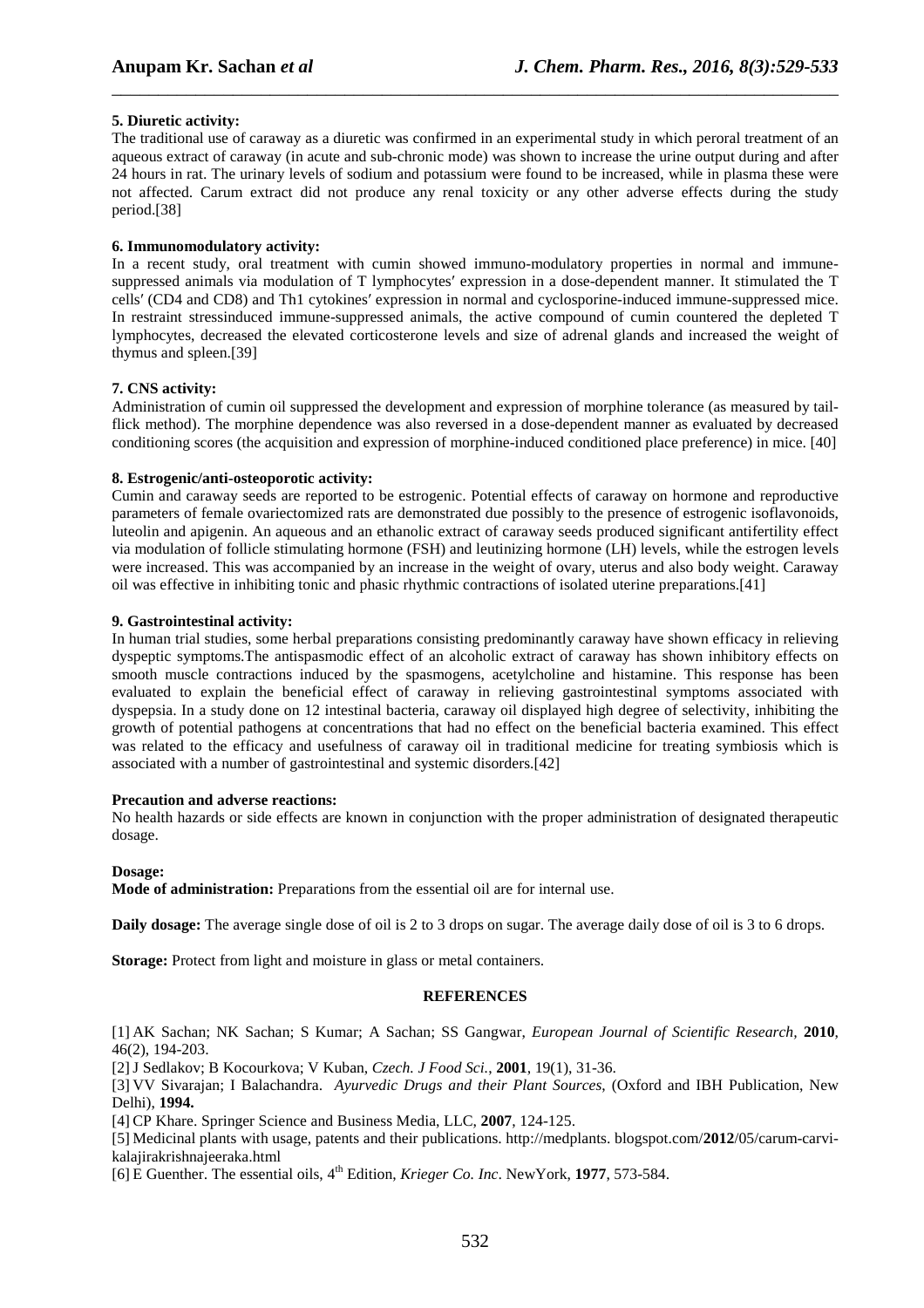**5. Diuretic activity:**

The traditional use of caraway as a diuretic was confirmed in an experimental study in which peroral treatment of an aqueous extract of caraway (in acute and sub-chronic mode) was shown to increase the urine output during and after 24 hours in rat. The urinary levels of sodium and potassium were found to be increased, while in plasma these were not affected. Carum extract did not produce any renal toxicity or any other adverse effects during the study period.[38]

**6. Immunomodulatory activity:**

In a recent study, oral treatment with cumin showed immuno-modulatory properties in normal and immune-suppressed animals via modulation of T lymphocytes′ expression in a dose-dependent manner. It stimulated the T cells′ (CD4 and CD8) and Th1 cytokines′ expression in normal and cyclosporine-induced immune-suppressed mice. In restraint stressinduced immune-suppressed animals, the active compound of cumin countered the depleted T lymphocytes, decreased the elevated corticosterone levels and size of adrenal glands and increased the weight of thymus and spleen.[39]

**7. CNS activity:**

Administration of cumin oil suppressed the development and expression of morphine tolerance (as measured by tail-flick method). The morphine dependence was also reversed in a dose-dependent manner as evaluated by decreased conditioning scores (the acquisition and expression of morphine-induced conditioned place preference) in mice. [40]

**8. Estrogenic/anti-osteoporotic activity:**

Cumin and caraway seeds are reported to be estrogenic. Potential effects of caraway on hormone and reproductive parameters of female ovariectomized rats are demonstrated due possibly to the presence of estrogenic isoflavonoids, luteolin and apigenin. An aqueous and an ethanolic extract of caraway seeds produced significant antifertility effect via modulation of follicle stimulating hormone (FSH) and leutinizing hormone (LH) levels, while the estrogen levels were increased. This was accompanied by an increase in the weight of ovary, uterus and also body weight. Caraway oil was effective in inhibiting tonic and phasic rhythmic contractions of isolated uterine preparations.[41]

**9. Gastrointestinal activity:**

In human trial studies, some herbal preparations consisting predominantly caraway have shown efficacy in relieving dyspeptic symptoms.The antispasmodic effect of an alcoholic extract of caraway has shown inhibitory effects on smooth muscle contractions induced by the spasmogens, acetylcholine and histamine. This response has been evaluated to explain the beneficial effect of caraway in relieving gastrointestinal symptoms associated with dyspepsia. In a study done on 12 intestinal bacteria, caraway oil displayed high degree of selectivity, inhibiting the growth of potential pathogens at concentrations that had no effect on the beneficial bacteria examined. This effect was related to the efficacy and usefulness of caraway oil in traditional medicine for treating symbiosis which is associated with a number of gastrointestinal and systemic disorders.[42]

**Precaution and adverse reactions:**

No health hazards or side effects are known in conjunction with the proper administration of designated therapeutic dosage.

**Dosage:**

**Mode of administration:** Preparations from the essential oil are for internal use.

**Daily dosage:** The average single dose of oil is 2 to 3 drops on sugar. The average daily dose of oil is 3 to 6 drops.

**Storage:** Protect from light and moisture in glass or metal containers.

## REFERENCES

[1] AK Sachan; NK Sachan; S Kumar; A Sachan; SS Gangwar, *European Journal of Scientific Research,* **2010**, 46(2), 194-203.

[2] J Sedlakov; B Kocourkova; V Kuban, *Czech. J Food Sci.*, **2001**, 19(1), 31-36.

[3] VV Sivarajan; I Balachandra. *Ayurvedic Drugs and their Plant Sources*, (Oxford and IBH Publication, New Delhi), **1994.**

[4] CP Khare. Springer Science and Business Media, LLC, **2007**, 124-125.

[5] Medicinal plants with usage, patents and their publications. http://medplants. blogspot.com/**2012**/05/carum-carvi-kalajirakrishnajeeraka.html

[6] E Guenther. The essential oils, 4th Edition, *Krieger Co. Inc*. NewYork, **1977**, 573-584.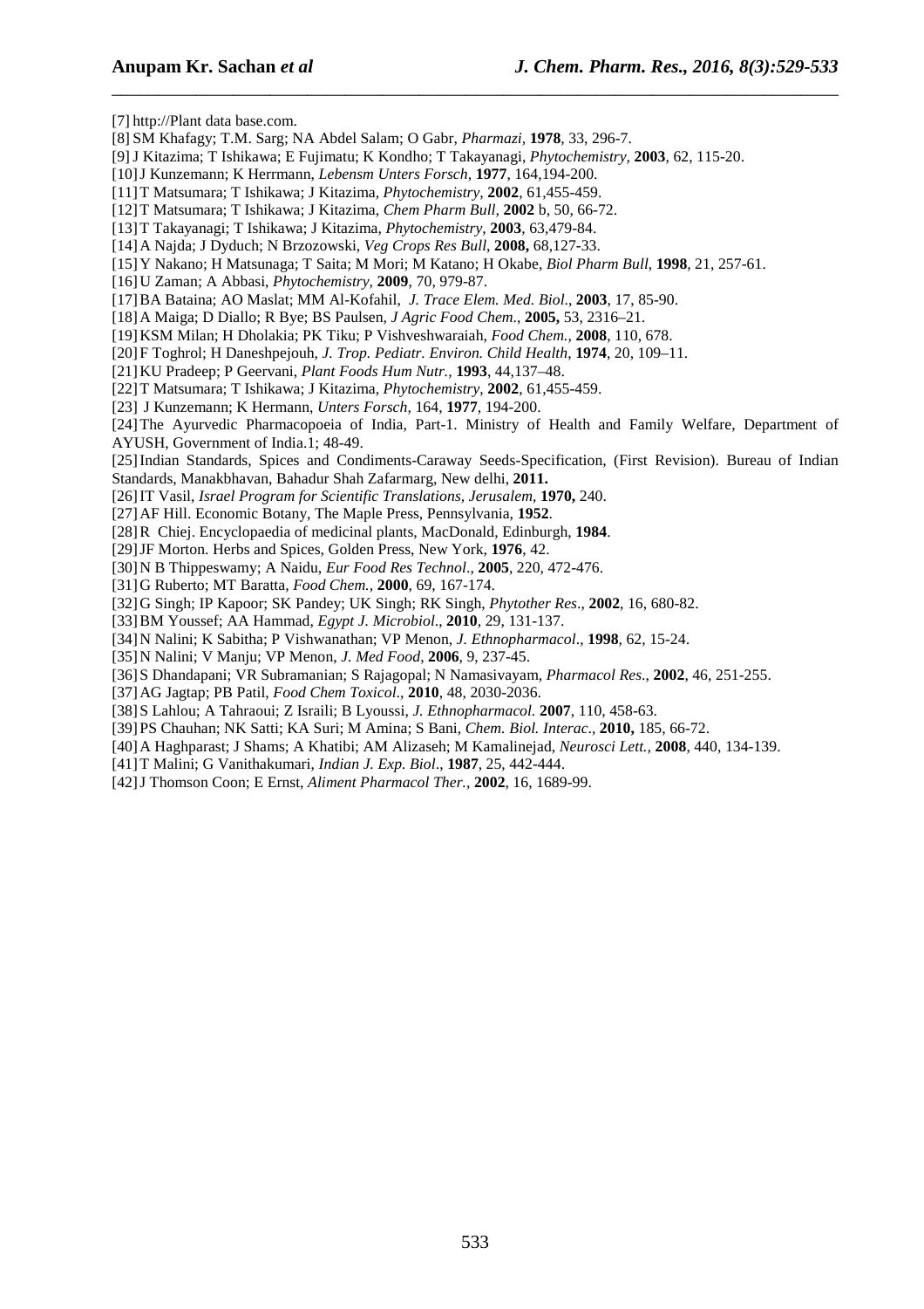[7] http://Plant data base.com.

[8] SM Khafagy; T.M. Sarg; NA Abdel Salam; O Gabr, *Pharmazi*, **1978**, 33, 296-7.

[9] J Kitazima; T Ishikawa; E Fujimatu; K Kondho; T Takayanagi, *Phytochemistry,* **2003**, 62, 115-20.

[10] J Kunzemann; K Herrmann, *Lebensm Unters Forsch,* **1977**, 164,194-200.

[11] T Matsumara; T Ishikawa; J Kitazima, *Phytochemistry,* **2002**, 61,455-459.

[12] T Matsumara; T Ishikawa; J Kitazima, *Chem Pharm Bull,* **2002** b, 50, 66-72.

[13] T Takayanagi; T Ishikawa; J Kitazima, *Phytochemistry*, **2003**, 63,479-84.

[14] A Najda; J Dyduch; N Brzozowski, *Veg Crops Res Bull*, **2008,** 68,127-33.

[15] Y Nakano; H Matsunaga; T Saita; M Mori; M Katano; H Okabe, *Biol Pharm Bull*, **1998**, 21, 257-61.

[16] U Zaman; A Abbasi, *Phytochemistry*, **2009**, 70, 979-87.

[17] BA Bataina; AO Maslat; MM Al-Kofahil, *J. Trace Elem. Med. Biol*., **2003**, 17, 85-90.

[18] A Maiga; D Diallo; R Bye; BS Paulsen, *J Agric Food Chem*., **2005,** 53, 2316–21.

[19] KSM Milan; H Dholakia; PK Tiku; P Vishveshwaraiah, *Food Chem.,* **2008**, 110, 678.

[20] F Toghrol; H Daneshpejouh, *J. Trop. Pediatr. Environ. Child Health*, **1974**, 20, 109–11.

[21] KU Pradeep; P Geervani, *Plant Foods Hum Nutr.,* **1993**, 44,137–48.

[22] T Matsumara; T Ishikawa; J Kitazima, *Phytochemistry*, **2002**, 61,455-459.

[23] J Kunzemann; K Hermann, *Unters Forsch,* 164, **1977**, 194-200.

[24] The Ayurvedic Pharmacopoeia of India, Part-1. Ministry of Health and Family Welfare, Department of AYUSH, Government of India.1; 48-49.

[25] Indian Standards, Spices and Condiments-Caraway Seeds-Specification, (First Revision). Bureau of Indian Standards, Manakbhavan, Bahadur Shah Zafarmarg, New delhi, **2011.**

[26] IT Vasil, *Israel Program for Scientific Translations, Jerusalem*, **1970,** 240.

[27] AF Hill. Economic Botany, The Maple Press, Pennsylvania, **1952**.

[28] R Chiej. Encyclopaedia of medicinal plants, MacDonald, Edinburgh, **1984**.

[29] JF Morton. Herbs and Spices, Golden Press, New York, **1976**, 42.

[30] N B Thippeswamy; A Naidu, *Eur Food Res Technol*., **2005**, 220, 472-476.

[31] G Ruberto; MT Baratta, *Food Chem.,* **2000**, 69, 167-174.

[32] G Singh; IP Kapoor; SK Pandey; UK Singh; RK Singh, *Phytother Res*., **2002**, 16, 680-82.

[33] BM Youssef; AA Hammad, *Egypt J. Microbiol*., **2010**, 29, 131-137.

[34] N Nalini; K Sabitha; P Vishwanathan; VP Menon, *J. Ethnopharmacol*., **1998**, 62, 15-24.

[35] N Nalini; V Manju; VP Menon, *J. Med Food*, **2006**, 9, 237-45.

[36] S Dhandapani; VR Subramanian; S Rajagopal; N Namasivayam, *Pharmacol Res*., **2002**, 46, 251-255.

[37] AG Jagtap; PB Patil, *Food Chem Toxicol*., **2010**, 48, 2030-2036.

[38] S Lahlou; A Tahraoui; Z Israili; B Lyoussi, *J. Ethnopharmacol.* **2007**, 110, 458-63.

[39] PS Chauhan; NK Satti; KA Suri; M Amina; S Bani, *Chem. Biol. Interac*., **2010,** 185, 66-72.

[40] A Haghparast; J Shams; A Khatibi; AM Alizaseh; M Kamalinejad, *Neurosci Lett.,* **2008**, 440, 134-139.

[41] T Malini; G Vanithakumari, *Indian J. Exp. Biol*., **1987**, 25, 442-444.

[42] J Thomson Coon; E Ernst, *Aliment Pharmacol Ther.,* **2002**, 16, 1689-99.